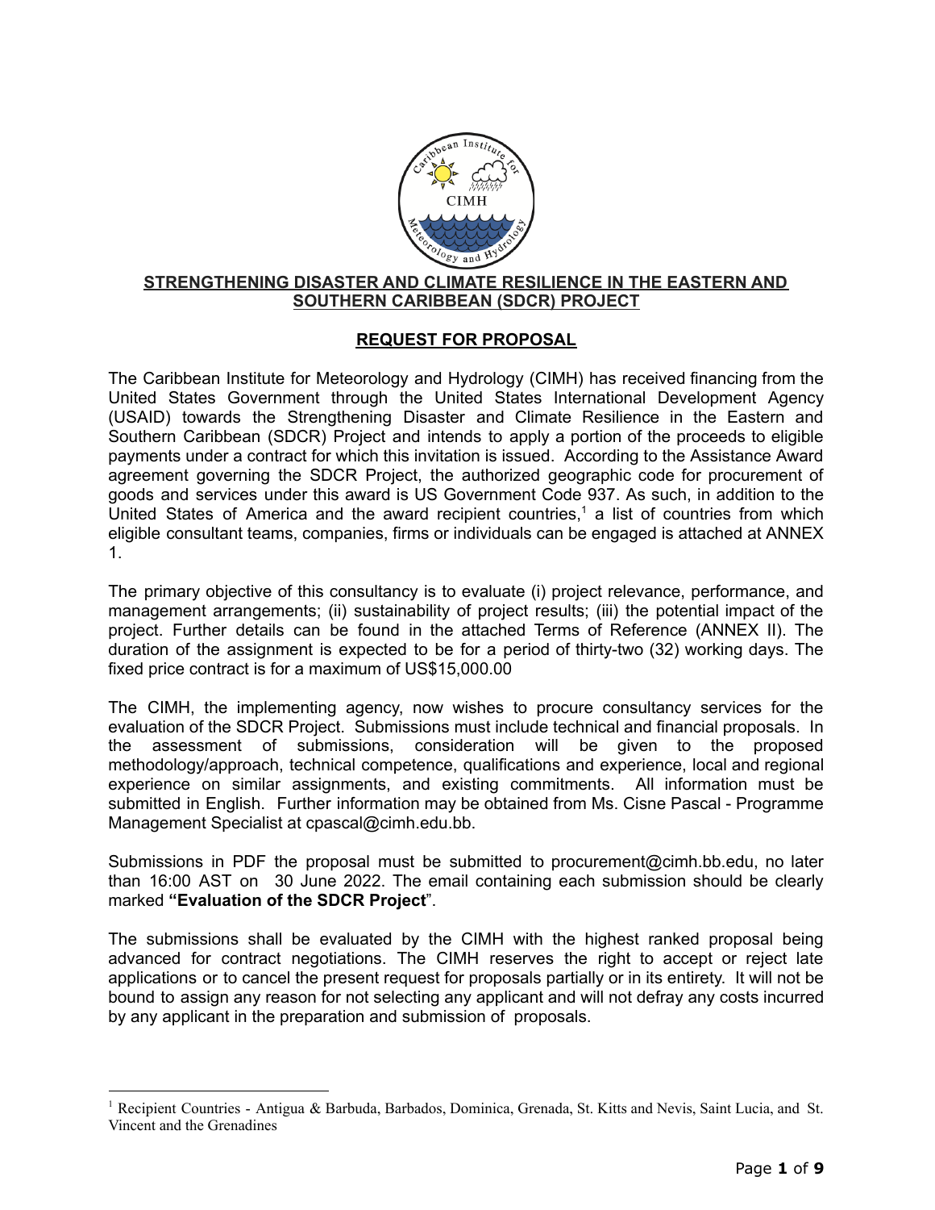**STRENGTHENING DISASTER AND CLIMATE RESILIENCE IN THE EASTERN AND SOUTHERN CARIBBEAN (SDCR) PROJECT**

**REQUEST FOR PROPOSAL**

The Caribbean Institute for Meteorology and Hydrology (CIMH) has received financing from the United States Government through the United States International Development Agency (USAID) towards the Strengthening Disaster and Climate Resilience in the Eastern and Southern Caribbean (SDCR) Project and intends to apply a portion of the proceeds to eligible payments under a contract for which this invitation is issued. According to the Assistance Award agreement governing the SDCR Project, the authorized geographic code for procurement of goods and services under this award is US Government Code 937. As such, in addition to the United States of America and the award recipient countries,[1] a list of countries from which eligible consultant teams, companies, firms or individuals can be engaged is attached at ANNEX 1.

The primary objective of this consultancy is to evaluate (i) project relevance, performance, and management arrangements; (ii) sustainability of project results; (iii) the potential impact of the project. Further details can be found in the attached Terms of Reference (ANNEX II). The duration of the assignment is expected to be for a period of thirty-two (32) working days. The fixed price contract is for a maximum of US$15,000.00

The CIMH, the implementing agency, now wishes to procure consultancy services for the evaluation of the SDCR Project. Submissions must include technical and financial proposals. In the assessment of submissions, consideration will be given to the proposed methodology/approach, technical competence, qualifications and experience, local and regional experience on similar assignments, and existing commitments. All information must be submitted in English. Further information may be obtained from Ms. Cisne Pascal - Programme Management Specialist at cpascal@cimh.edu.bb.

Submissions in PDF the proposal must be submitted to procurement@cimh.bb.edu, no later than 16:00 AST on 30 June 2022. The email containing each submission should be clearly marked **"Evaluation of the SDCR Project"**.

The submissions shall be evaluated by the CIMH with the highest ranked proposal being advanced for contract negotiations. The CIMH reserves the right to accept or reject late applications or to cancel the present request for proposals partially or in its entirety. It will not be bound to assign any reason for not selecting any applicant and will not defray any costs incurred by any applicant in the preparation and submission of proposals.

[1] Recipient Countries - Antigua & Barbuda, Barbados, Dominica, Grenada, St. Kitts and Nevis, Saint Lucia, and St. Vincent and the Grenadines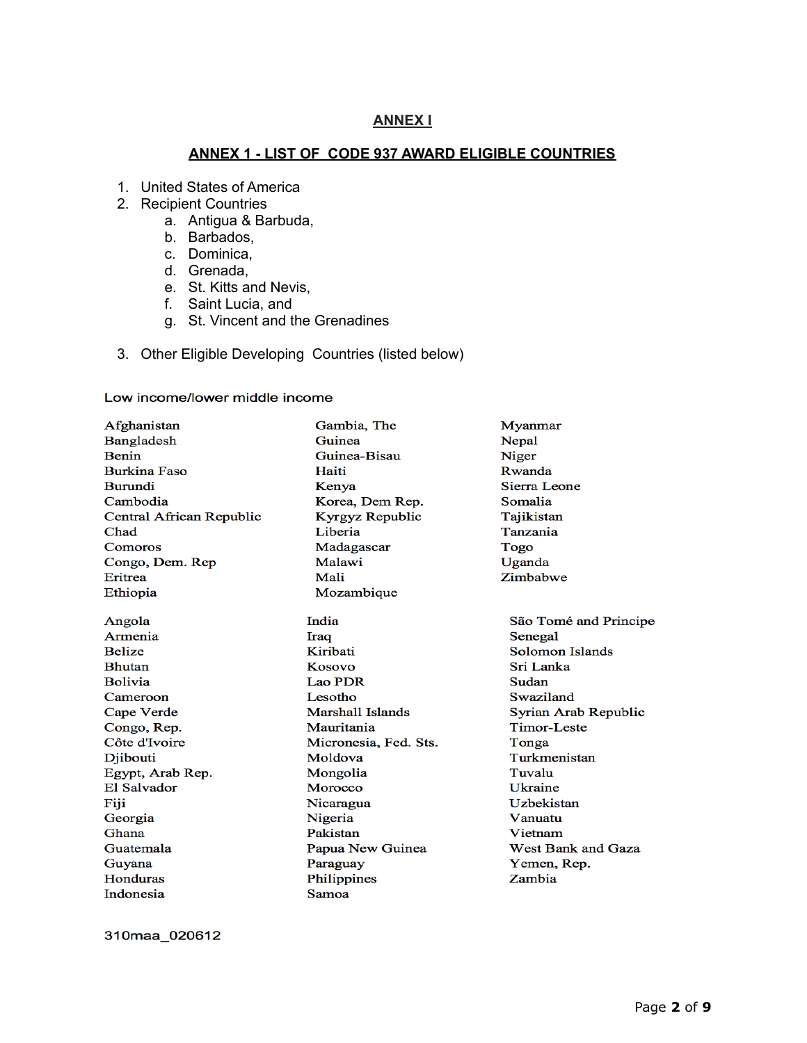## ANNEX I

## ANNEX 1 - LIST OF CODE 937 AWARD ELIGIBLE COUNTRIES

1. United States of America
2. Recipient Countries
   a. Antigua & Barbuda,
   b. Barbados,
   c. Dominica,
   d. Grenada,
   e. St. Kitts and Nevis,
   f. Saint Lucia, and
   g. St. Vincent and the Grenadines
3. Other Eligible Developing Countries (listed below)

Low income/lower middle income

Afghanistan
Bangladesh
Benin
Burkina Faso
Burundi
Cambodia
Central African Republic
Chad
Comoros
Congo, Dem. Rep
Eritrea
Ethiopia
Gambia, The
Guinea
Guinea-Bisau
Haiti
Kenya
Korea, Dem Rep.
Kyrgyz Republic
Liberia
Madagascar
Malawi
Mali
Mozambique
Myanmar
Nepal
Niger
Rwanda
Sierra Leone
Somalia
Tajikistan
Tanzania
Togo
Uganda
Zimbabwe

Angola
Armenia
Belize
Bhutan
Bolivia
Cameroon
Cape Verde
Congo, Rep.
Côte d'Ivoire
Djibouti
Egypt, Arab Rep.
El Salvador
Fiji
Georgia
Ghana
Guatemala
Guyana
Honduras
Indonesia
India
Iraq
Kiribati
Kosovo
Lao PDR
Lesotho
Marshall Islands
Mauritania
Micronesia, Fed. Sts.
Moldova
Mongolia
Morocco
Nicaragua
Nigeria
Pakistan
Papua New Guinea
Paraguay
Philippines
Samoa
São Tomé and Principe
Senegal
Solomon Islands
Sri Lanka
Sudan
Swaziland
Syrian Arab Republic
Timor-Leste
Tonga
Turkmenistan
Tuvalu
Ukraine
Uzbekistan
Vanuatu
Vietnam
West Bank and Gaza
Yemen, Rep.
Zambia

310maa_020612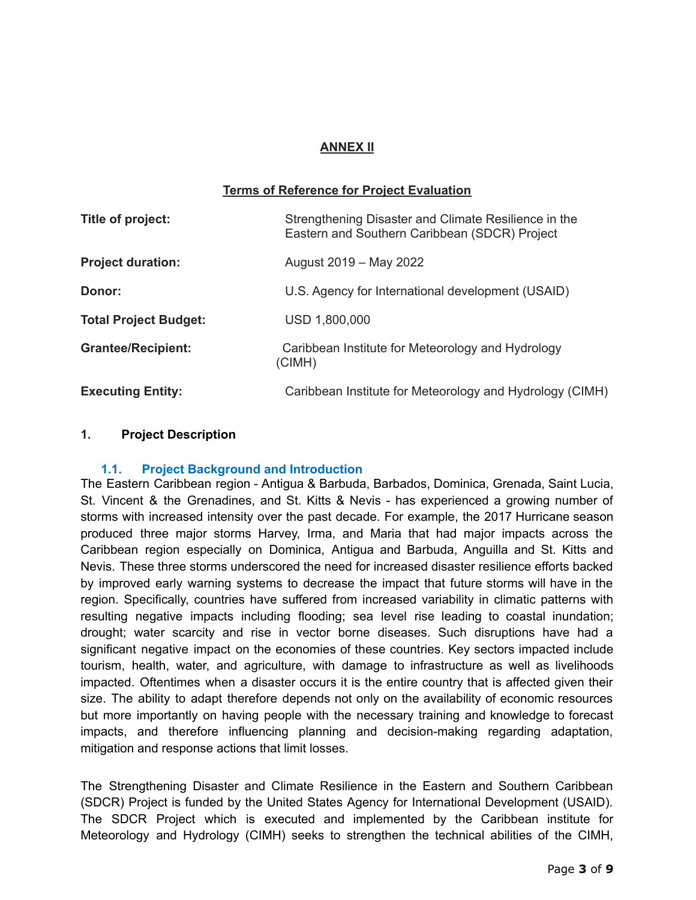**ANNEX II**

**Terms of Reference for Project Evaluation**

| | |
|---|---|
| **Title of project:** | Strengthening Disaster and Climate Resilience in the Eastern and Southern Caribbean (SDCR) Project |
| **Project duration:** | August 2019 – May 2022 |
| **Donor:** | U.S. Agency for International development (USAID) |
| **Total Project Budget:** | USD 1,800,000 |
| **Grantee/Recipient:** | Caribbean Institute for Meteorology and Hydrology (CIMH) |
| **Executing Entity:** | Caribbean Institute for Meteorology and Hydrology (CIMH) |

## 1. Project Description

### 1.1. Project Background and Introduction

The Eastern Caribbean region - Antigua & Barbuda, Barbados, Dominica, Grenada, Saint Lucia, St. Vincent & the Grenadines, and St. Kitts & Nevis - has experienced a growing number of storms with increased intensity over the past decade. For example, the 2017 Hurricane season produced three major storms Harvey, Irma, and Maria that had major impacts across the Caribbean region especially on Dominica, Antigua and Barbuda, Anguilla and St. Kitts and Nevis. These three storms underscored the need for increased disaster resilience efforts backed by improved early warning systems to decrease the impact that future storms will have in the region. Specifically, countries have suffered from increased variability in climatic patterns with resulting negative impacts including flooding; sea level rise leading to coastal inundation; drought; water scarcity and rise in vector borne diseases. Such disruptions have had a significant negative impact on the economies of these countries. Key sectors impacted include tourism, health, water, and agriculture, with damage to infrastructure as well as livelihoods impacted. Oftentimes when a disaster occurs it is the entire country that is affected given their size. The ability to adapt therefore depends not only on the availability of economic resources but more importantly on having people with the necessary training and knowledge to forecast impacts, and therefore influencing planning and decision-making regarding adaptation, mitigation and response actions that limit losses.

The Strengthening Disaster and Climate Resilience in the Eastern and Southern Caribbean (SDCR) Project is funded by the United States Agency for International Development (USAID). The SDCR Project which is executed and implemented by the Caribbean institute for Meteorology and Hydrology (CIMH) seeks to strengthen the technical abilities of the CIMH,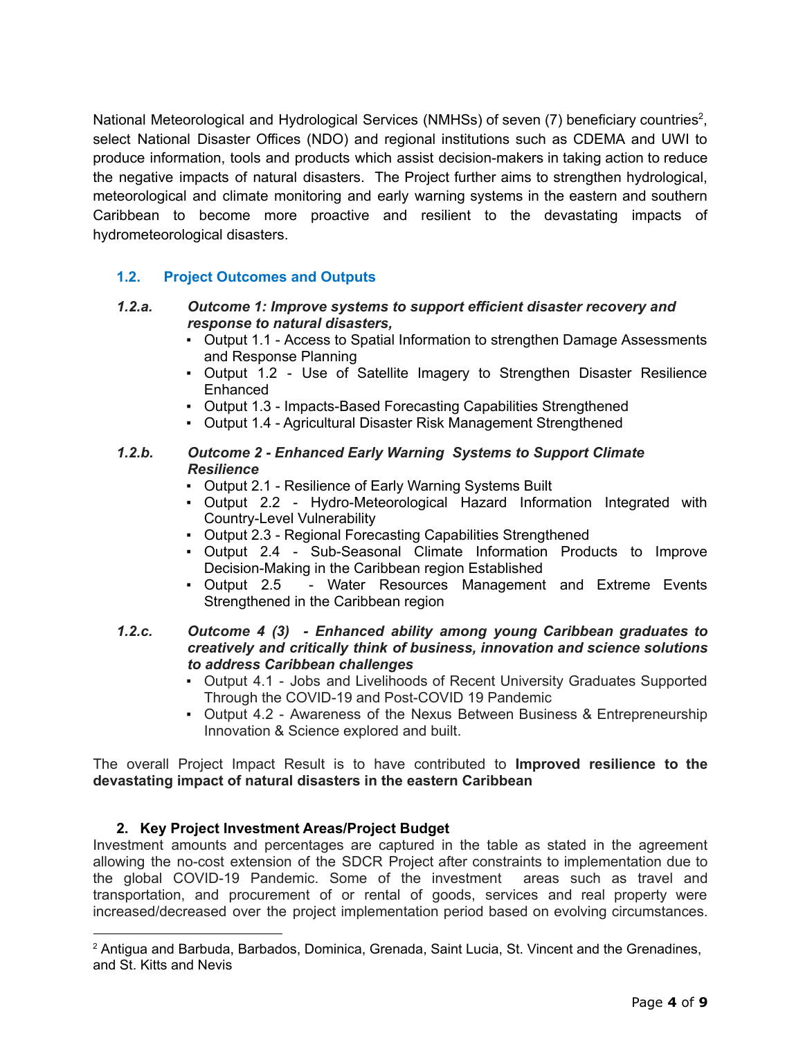National Meteorological and Hydrological Services (NMHSs) of seven (7) beneficiary countries[2], select National Disaster Offices (NDO) and regional institutions such as CDEMA and UWI to produce information, tools and products which assist decision-makers in taking action to reduce the negative impacts of natural disasters. The Project further aims to strengthen hydrological, meteorological and climate monitoring and early warning systems in the eastern and southern Caribbean to become more proactive and resilient to the devastating impacts of hydrometeorological disasters.

### 1.2. Project Outcomes and Outputs

#### *1.2.a. Outcome 1: Improve systems to support efficient disaster recovery and response to natural disasters,*

- Output 1.1 - Access to Spatial Information to strengthen Damage Assessments and Response Planning
- Output 1.2 - Use of Satellite Imagery to Strengthen Disaster Resilience Enhanced
- Output 1.3 - Impacts-Based Forecasting Capabilities Strengthened
- Output 1.4 - Agricultural Disaster Risk Management Strengthened

#### *1.2.b. Outcome 2 - Enhanced Early Warning Systems to Support Climate Resilience*

- Output 2.1 - Resilience of Early Warning Systems Built
- Output 2.2 - Hydro-Meteorological Hazard Information Integrated with Country-Level Vulnerability
- Output 2.3 - Regional Forecasting Capabilities Strengthened
- Output 2.4 - Sub-Seasonal Climate Information Products to Improve Decision-Making in the Caribbean region Established
- Output 2.5 - Water Resources Management and Extreme Events Strengthened in the Caribbean region

#### *1.2.c. Outcome 4 (3) - Enhanced ability among young Caribbean graduates to creatively and critically think of business, innovation and science solutions to address Caribbean challenges*

- Output 4.1 - Jobs and Livelihoods of Recent University Graduates Supported Through the COVID-19 and Post-COVID 19 Pandemic
- Output 4.2 - Awareness of the Nexus Between Business & Entrepreneurship Innovation & Science explored and built.

The overall Project Impact Result is to have contributed to **Improved resilience to the devastating impact of natural disasters in the eastern Caribbean**

## 2. Key Project Investment Areas/Project Budget

Investment amounts and percentages are captured in the table as stated in the agreement allowing the no-cost extension of the SDCR Project after constraints to implementation due to the global COVID-19 Pandemic. Some of the investment areas such as travel and transportation, and procurement of or rental of goods, services and real property were increased/decreased over the project implementation period based on evolving circumstances.

---

[2] Antigua and Barbuda, Barbados, Dominica, Grenada, Saint Lucia, St. Vincent and the Grenadines, and St. Kitts and Nevis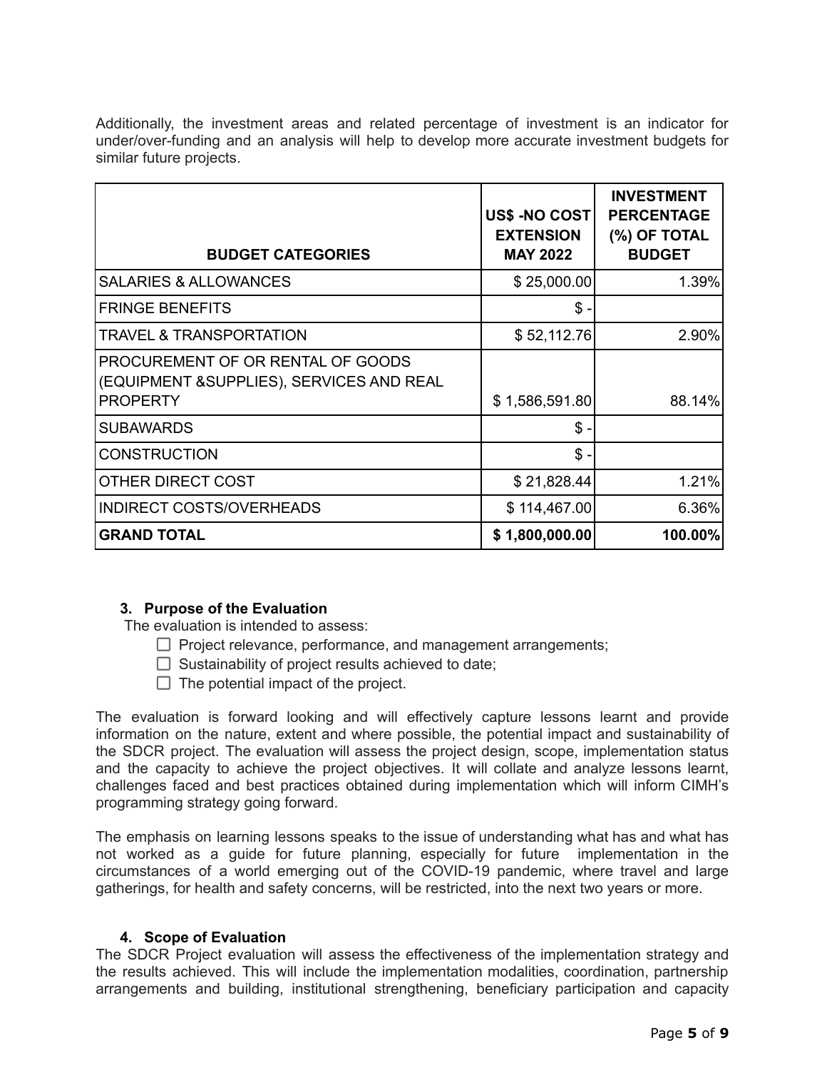Additionally, the investment areas and related percentage of investment is an indicator for under/over-funding and an analysis will help to develop more accurate investment budgets for similar future projects.

| BUDGET CATEGORIES | US$ -NO COST EXTENSION MAY 2022 | INVESTMENT PERCENTAGE (%) OF TOTAL BUDGET |
|---|---|---|
| SALARIES & ALLOWANCES | $ 25,000.00 | 1.39% |
| FRINGE BENEFITS | $ - | |
| TRAVEL & TRANSPORTATION | $ 52,112.76 | 2.90% |
| PROCUREMENT OF OR RENTAL OF GOODS (EQUIPMENT &SUPPLIES), SERVICES AND REAL PROPERTY | $ 1,586,591.80 | 88.14% |
| SUBAWARDS | $ - | |
| CONSTRUCTION | $ - | |
| OTHER DIRECT COST | $ 21,828.44 | 1.21% |
| INDIRECT COSTS/OVERHEADS | $ 114,467.00 | 6.36% |
| **GRAND TOTAL** | **$ 1,800,000.00** | **100.00%** |

### 3. Purpose of the Evaluation

The evaluation is intended to assess:

- Project relevance, performance, and management arrangements;
- Sustainability of project results achieved to date;
- The potential impact of the project.

The evaluation is forward looking and will effectively capture lessons learnt and provide information on the nature, extent and where possible, the potential impact and sustainability of the SDCR project. The evaluation will assess the project design, scope, implementation status and the capacity to achieve the project objectives. It will collate and analyze lessons learnt, challenges faced and best practices obtained during implementation which will inform CIMH's programming strategy going forward.

The emphasis on learning lessons speaks to the issue of understanding what has and what has not worked as a guide for future planning, especially for future implementation in the circumstances of a world emerging out of the COVID-19 pandemic, where travel and large gatherings, for health and safety concerns, will be restricted, into the next two years or more.

### 4. Scope of Evaluation

The SDCR Project evaluation will assess the effectiveness of the implementation strategy and the results achieved. This will include the implementation modalities, coordination, partnership arrangements and building, institutional strengthening, beneficiary participation and capacity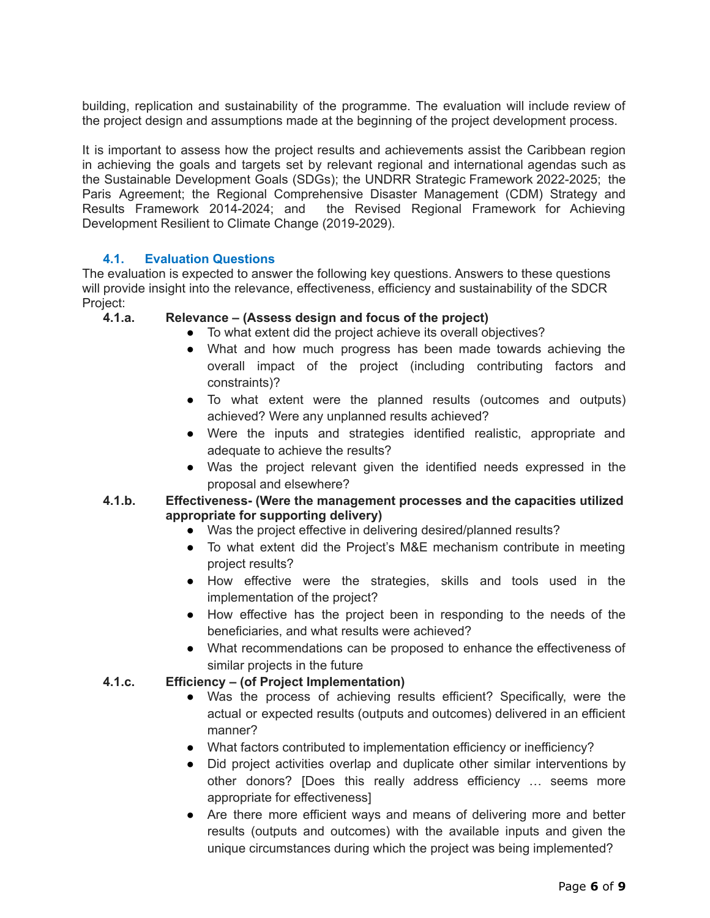building, replication and sustainability of the programme. The evaluation will include review of the project design and assumptions made at the beginning of the project development process.

It is important to assess how the project results and achievements assist the Caribbean region in achieving the goals and targets set by relevant regional and international agendas such as the Sustainable Development Goals (SDGs); the UNDRR Strategic Framework 2022-2025; the Paris Agreement; the Regional Comprehensive Disaster Management (CDM) Strategy and Results Framework 2014-2024; and the Revised Regional Framework for Achieving Development Resilient to Climate Change (2019-2029).

### 4.1. Evaluation Questions

The evaluation is expected to answer the following key questions. Answers to these questions will provide insight into the relevance, effectiveness, efficiency and sustainability of the SDCR Project:

**4.1.a. Relevance – (Assess design and focus of the project)**

- To what extent did the project achieve its overall objectives?
- What and how much progress has been made towards achieving the overall impact of the project (including contributing factors and constraints)?
- To what extent were the planned results (outcomes and outputs) achieved? Were any unplanned results achieved?
- Were the inputs and strategies identified realistic, appropriate and adequate to achieve the results?
- Was the project relevant given the identified needs expressed in the proposal and elsewhere?

**4.1.b. Effectiveness- (Were the management processes and the capacities utilized appropriate for supporting delivery)**

- Was the project effective in delivering desired/planned results?
- To what extent did the Project's M&E mechanism contribute in meeting project results?
- How effective were the strategies, skills and tools used in the implementation of the project?
- How effective has the project been in responding to the needs of the beneficiaries, and what results were achieved?
- What recommendations can be proposed to enhance the effectiveness of similar projects in the future

**4.1.c. Efficiency – (of Project Implementation)**

- Was the process of achieving results efficient? Specifically, were the actual or expected results (outputs and outcomes) delivered in an efficient manner?
- What factors contributed to implementation efficiency or inefficiency?
- Did project activities overlap and duplicate other similar interventions by other donors? [Does this really address efficiency … seems more appropriate for effectiveness]
- Are there more efficient ways and means of delivering more and better results (outputs and outcomes) with the available inputs and given the unique circumstances during which the project was being implemented?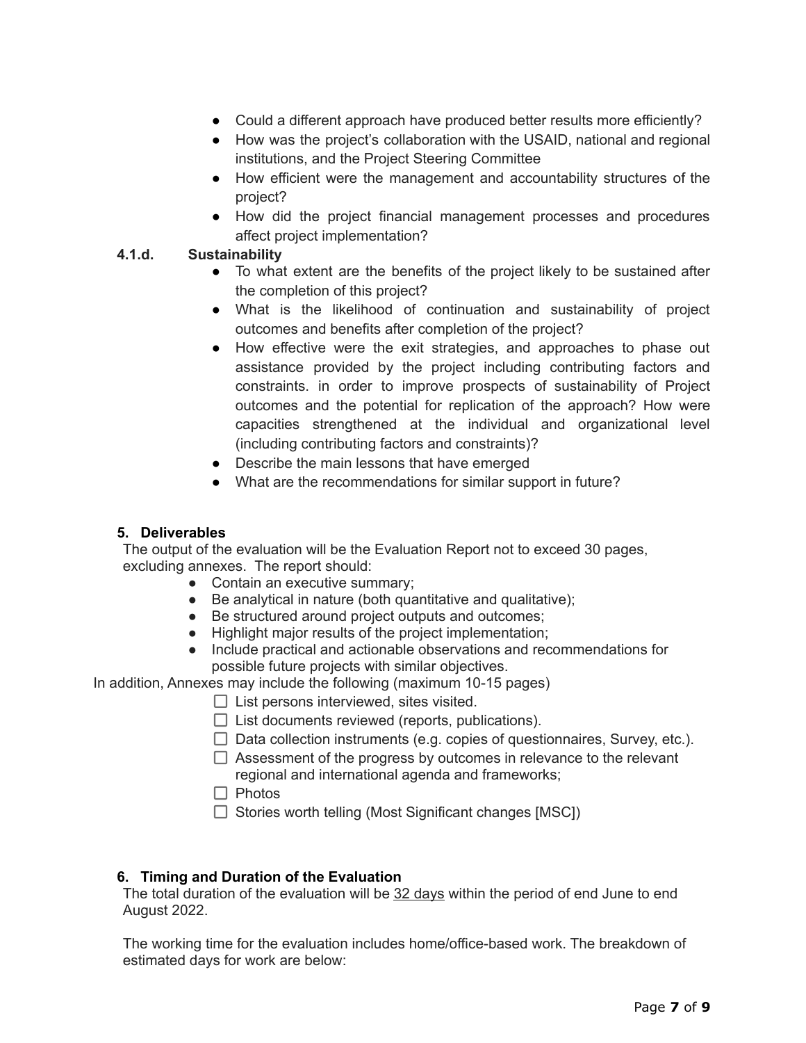- Could a different approach have produced better results more efficiently?
- How was the project's collaboration with the USAID, national and regional institutions, and the Project Steering Committee
- How efficient were the management and accountability structures of the project?
- How did the project financial management processes and procedures affect project implementation?

**4.1.d. Sustainability**

- To what extent are the benefits of the project likely to be sustained after the completion of this project?
- What is the likelihood of continuation and sustainability of project outcomes and benefits after completion of the project?
- How effective were the exit strategies, and approaches to phase out assistance provided by the project including contributing factors and constraints. in order to improve prospects of sustainability of Project outcomes and the potential for replication of the approach? How were capacities strengthened at the individual and organizational level (including contributing factors and constraints)?
- Describe the main lessons that have emerged
- What are the recommendations for similar support in future?

## 5. Deliverables

The output of the evaluation will be the Evaluation Report not to exceed 30 pages, excluding annexes. The report should:

- Contain an executive summary;
- Be analytical in nature (both quantitative and qualitative);
- Be structured around project outputs and outcomes;
- Highlight major results of the project implementation;
- Include practical and actionable observations and recommendations for possible future projects with similar objectives.

In addition, Annexes may include the following (maximum 10-15 pages)

- [ ] List persons interviewed, sites visited.
- [ ] List documents reviewed (reports, publications).
- [ ] Data collection instruments (e.g. copies of questionnaires, Survey, etc.).
- [ ] Assessment of the progress by outcomes in relevance to the relevant regional and international agenda and frameworks;
- [ ] Photos
- [ ] Stories worth telling (Most Significant changes [MSC])

## 6. Timing and Duration of the Evaluation

The total duration of the evaluation will be <u>32 days</u> within the period of end June to end August 2022.

The working time for the evaluation includes home/office-based work. The breakdown of estimated days for work are below: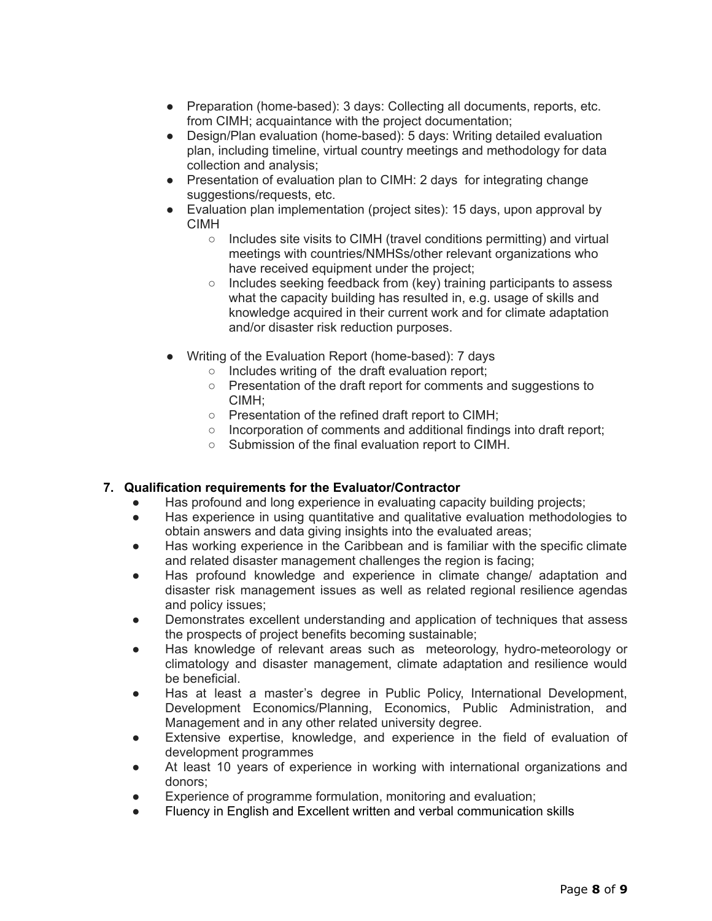- Preparation (home-based): 3 days: Collecting all documents, reports, etc. from CIMH; acquaintance with the project documentation;
- Design/Plan evaluation (home-based): 5 days: Writing detailed evaluation plan, including timeline, virtual country meetings and methodology for data collection and analysis;
- Presentation of evaluation plan to CIMH: 2 days for integrating change suggestions/requests, etc.
- Evaluation plan implementation (project sites): 15 days, upon approval by CIMH
  - Includes site visits to CIMH (travel conditions permitting) and virtual meetings with countries/NMHSs/other relevant organizations who have received equipment under the project;
  - Includes seeking feedback from (key) training participants to assess what the capacity building has resulted in, e.g. usage of skills and knowledge acquired in their current work and for climate adaptation and/or disaster risk reduction purposes.
- Writing of the Evaluation Report (home-based): 7 days
  - Includes writing of the draft evaluation report;
  - Presentation of the draft report for comments and suggestions to CIMH;
  - Presentation of the refined draft report to CIMH;
  - Incorporation of comments and additional findings into draft report;
  - Submission of the final evaluation report to CIMH.

## 7. Qualification requirements for the Evaluator/Contractor

- Has profound and long experience in evaluating capacity building projects;
- Has experience in using quantitative and qualitative evaluation methodologies to obtain answers and data giving insights into the evaluated areas;
- Has working experience in the Caribbean and is familiar with the specific climate and related disaster management challenges the region is facing;
- Has profound knowledge and experience in climate change/ adaptation and disaster risk management issues as well as related regional resilience agendas and policy issues;
- Demonstrates excellent understanding and application of techniques that assess the prospects of project benefits becoming sustainable;
- Has knowledge of relevant areas such as meteorology, hydro-meteorology or climatology and disaster management, climate adaptation and resilience would be beneficial.
- Has at least a master's degree in Public Policy, International Development, Development Economics/Planning, Economics, Public Administration, and Management and in any other related university degree.
- Extensive expertise, knowledge, and experience in the field of evaluation of development programmes
- At least 10 years of experience in working with international organizations and donors;
- Experience of programme formulation, monitoring and evaluation;
- Fluency in English and Excellent written and verbal communication skills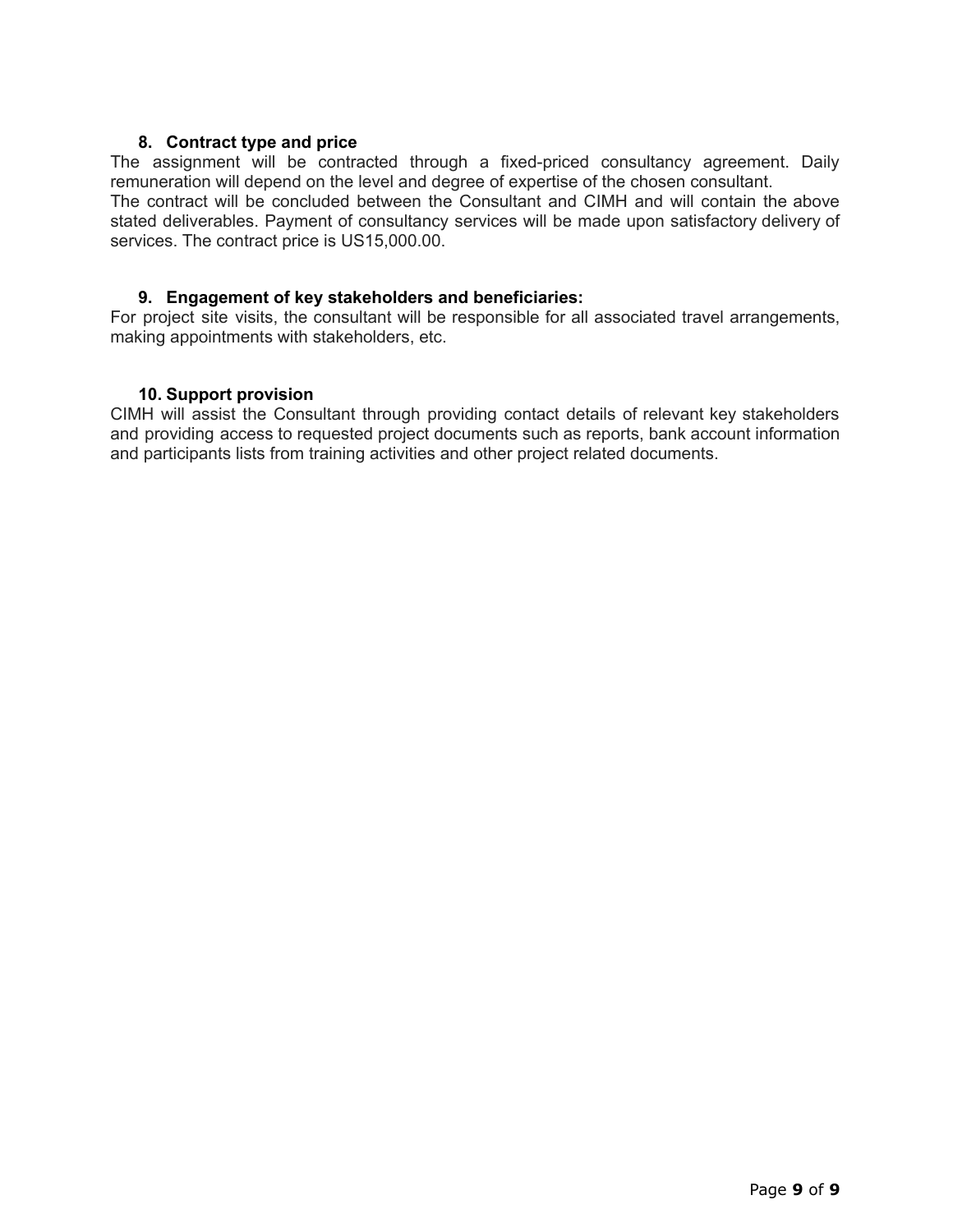### 8. Contract type and price

The assignment will be contracted through a fixed-priced consultancy agreement. Daily remuneration will depend on the level and degree of expertise of the chosen consultant.
The contract will be concluded between the Consultant and CIMH and will contain the above stated deliverables. Payment of consultancy services will be made upon satisfactory delivery of services. The contract price is US15,000.00.

### 9. Engagement of key stakeholders and beneficiaries:

For project site visits, the consultant will be responsible for all associated travel arrangements, making appointments with stakeholders, etc.

### 10. Support provision

CIMH will assist the Consultant through providing contact details of relevant key stakeholders and providing access to requested project documents such as reports, bank account information and participants lists from training activities and other project related documents.